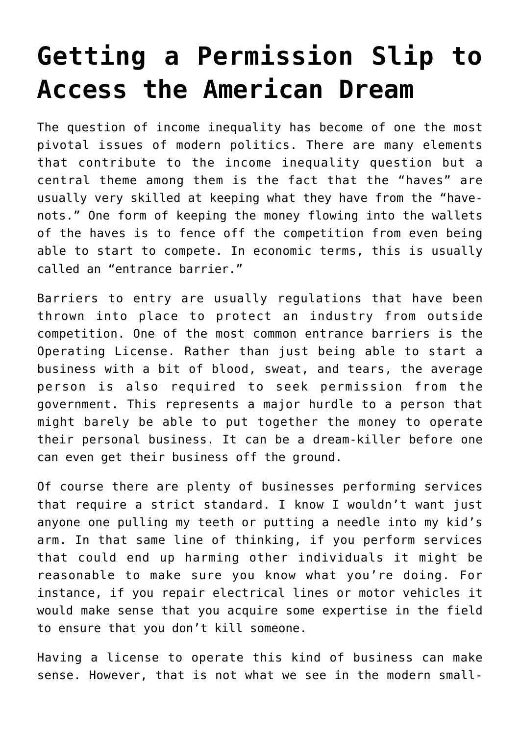# Getting a Permission Slip to Access the American Dream

The question of income inequality has become of one the most pivotal issues of modern politics. There are many elements that contribute to the income inequality question but a central theme among them is the fact that the "haves" are usually very skilled at keeping what they have from the "have-nots." One form of keeping the money flowing into the wallets of the haves is to fence off the competition from even being able to start to compete. In economic terms, this is usually called an "entrance barrier."

Barriers to entry are usually regulations that have been thrown into place to protect an industry from outside competition. One of the most common entrance barriers is the Operating License. Rather than just being able to start a business with a bit of blood, sweat, and tears, the average person is also required to seek permission from the government. This represents a major hurdle to a person that might barely be able to put together the money to operate their personal business. It can be a dream-killer before one can even get their business off the ground.

Of course there are plenty of businesses performing services that require a strict standard. I know I wouldn't want just anyone one pulling my teeth or putting a needle into my kid's arm. In that same line of thinking, if you perform services that could end up harming other individuals it might be reasonable to make sure you know what you're doing. For instance, if you repair electrical lines or motor vehicles it would make sense that you acquire some expertise in the field to ensure that you don't kill someone.

Having a license to operate this kind of business can make sense. However, that is not what we see in the modern small-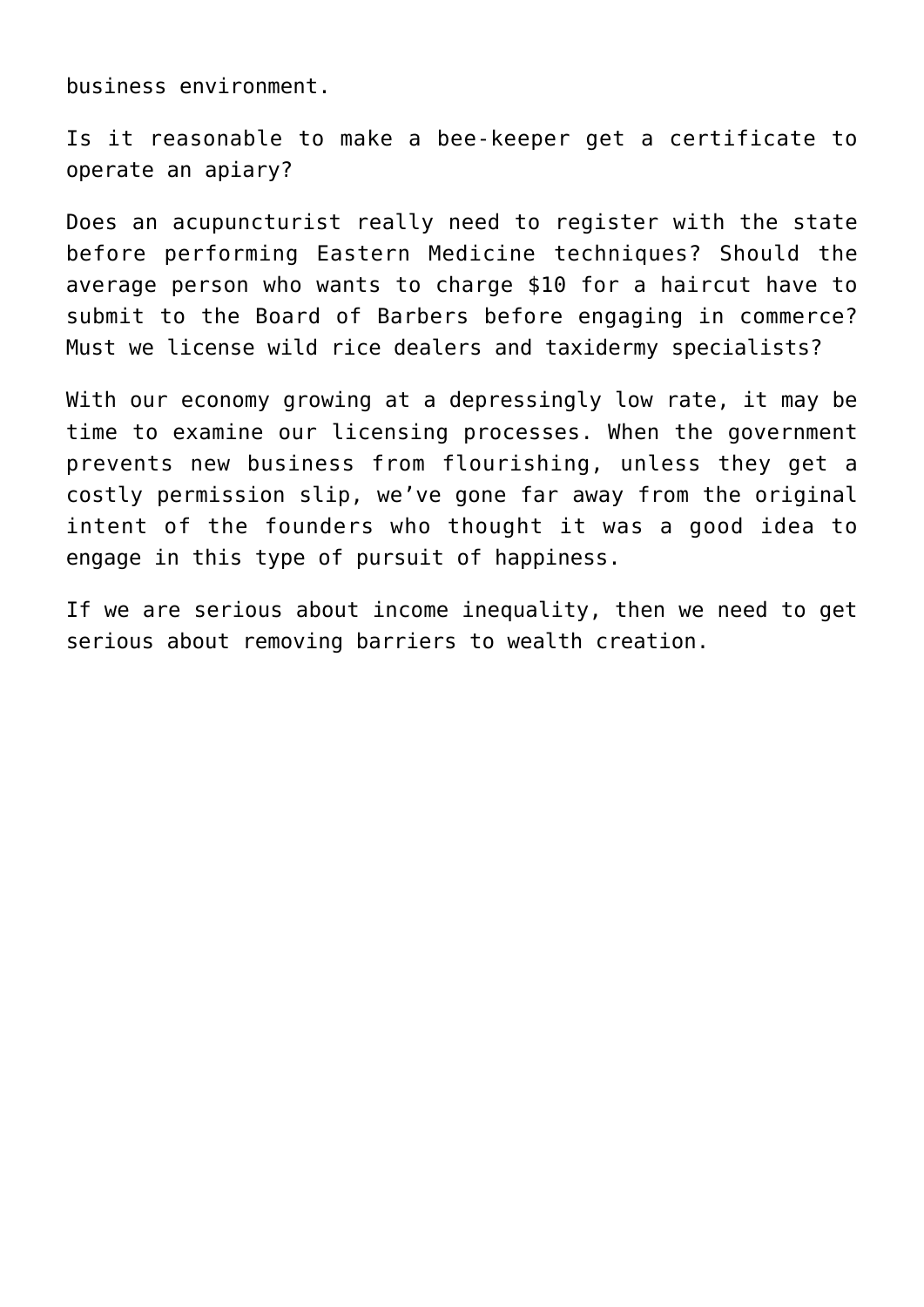business environment.

Is it reasonable to make a bee-keeper get a certificate to operate an apiary?

Does an acupuncturist really need to register with the state before performing Eastern Medicine techniques? Should the average person who wants to charge $10 for a haircut have to submit to the Board of Barbers before engaging in commerce? Must we license wild rice dealers and taxidermy specialists?

With our economy growing at a depressingly low rate, it may be time to examine our licensing processes. When the government prevents new business from flourishing, unless they get a costly permission slip, we've gone far away from the original intent of the founders who thought it was a good idea to engage in this type of pursuit of happiness.

If we are serious about income inequality, then we need to get serious about removing barriers to wealth creation.